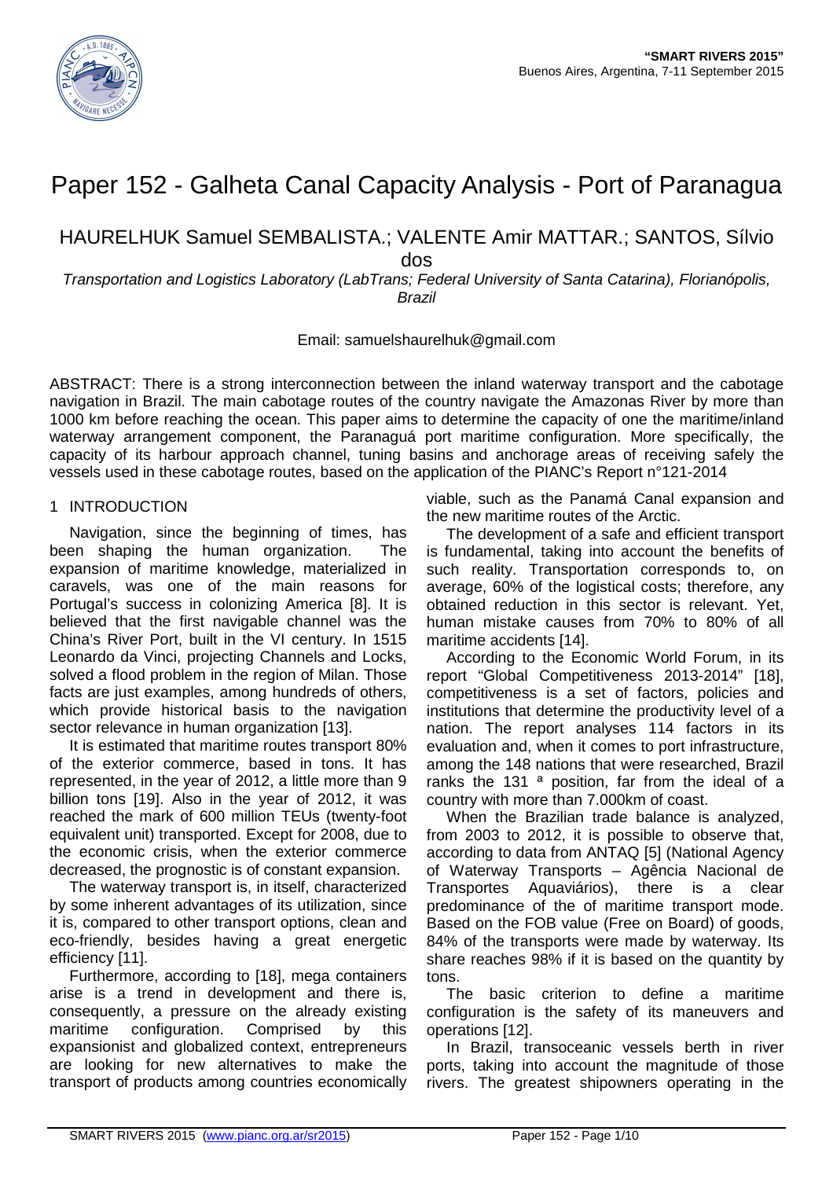# Paper 152 - Galheta Canal Capacity Analysis - Port of Paranagua

HAURELHUK Samuel SEMBALISTA.; VALENTE Amir MATTAR.; SANTOS, Sílvio dos

*Transportation and Logistics Laboratory (LabTrans; Federal University of Santa Catarina), Florianópolis, Brazil*

Email: samuelshaurelhuk@gmail.com

ABSTRACT: There is a strong interconnection between the inland waterway transport and the cabotage navigation in Brazil. The main cabotage routes of the country navigate the Amazonas River by more than 1000 km before reaching the ocean. This paper aims to determine the capacity of one the maritime/inland waterway arrangement component, the Paranaguá port maritime configuration. More specifically, the capacity of its harbour approach channel, tuning basins and anchorage areas of receiving safely the vessels used in these cabotage routes, based on the application of the PIANC's Report n°121-2014

## 1 INTRODUCTION

Navigation, since the beginning of times, has been shaping the human organization. The expansion of maritime knowledge, materialized in caravels, was one of the main reasons for Portugal's success in colonizing America [8]. It is believed that the first navigable channel was the China's River Port, built in the VI century. In 1515 Leonardo da Vinci, projecting Channels and Locks, solved a flood problem in the region of Milan. Those facts are just examples, among hundreds of others, which provide historical basis to the navigation sector relevance in human organization [13].

It is estimated that maritime routes transport 80% of the exterior commerce, based in tons. It has represented, in the year of 2012, a little more than 9 billion tons [19]. Also in the year of 2012, it was reached the mark of 600 million TEUs (twenty-foot equivalent unit) transported. Except for 2008, due to the economic crisis, when the exterior commerce decreased, the prognostic is of constant expansion.

The waterway transport is, in itself, characterized by some inherent advantages of its utilization, since it is, compared to other transport options, clean and eco-friendly, besides having a great energetic efficiency [11].

Furthermore, according to [18], mega containers arise is a trend in development and there is, consequently, a pressure on the already existing maritime configuration. Comprised by this expansionist and globalized context, entrepreneurs are looking for new alternatives to make the transport of products among countries economically viable, such as the Panamá Canal expansion and the new maritime routes of the Arctic.

The development of a safe and efficient transport is fundamental, taking into account the benefits of such reality. Transportation corresponds to, on average, 60% of the logistical costs; therefore, any obtained reduction in this sector is relevant. Yet, human mistake causes from 70% to 80% of all maritime accidents [14].

According to the Economic World Forum, in its report "Global Competitiveness 2013-2014" [18], competitiveness is a set of factors, policies and institutions that determine the productivity level of a nation. The report analyses 114 factors in its evaluation and, when it comes to port infrastructure, among the 148 nations that were researched, Brazil ranks the 131 ª position, far from the ideal of a country with more than 7.000km of coast.

When the Brazilian trade balance is analyzed, from 2003 to 2012, it is possible to observe that, according to data from ANTAQ [5] (National Agency of Waterway Transports – Agência Nacional de Transportes Aquaviários), there is a clear predominance of the of maritime transport mode. Based on the FOB value (Free on Board) of goods, 84% of the transports were made by waterway. Its share reaches 98% if it is based on the quantity by tons.

The basic criterion to define a maritime configuration is the safety of its maneuvers and operations [12].

In Brazil, transoceanic vessels berth in river ports, taking into account the magnitude of those rivers. The greatest shipowners operating in the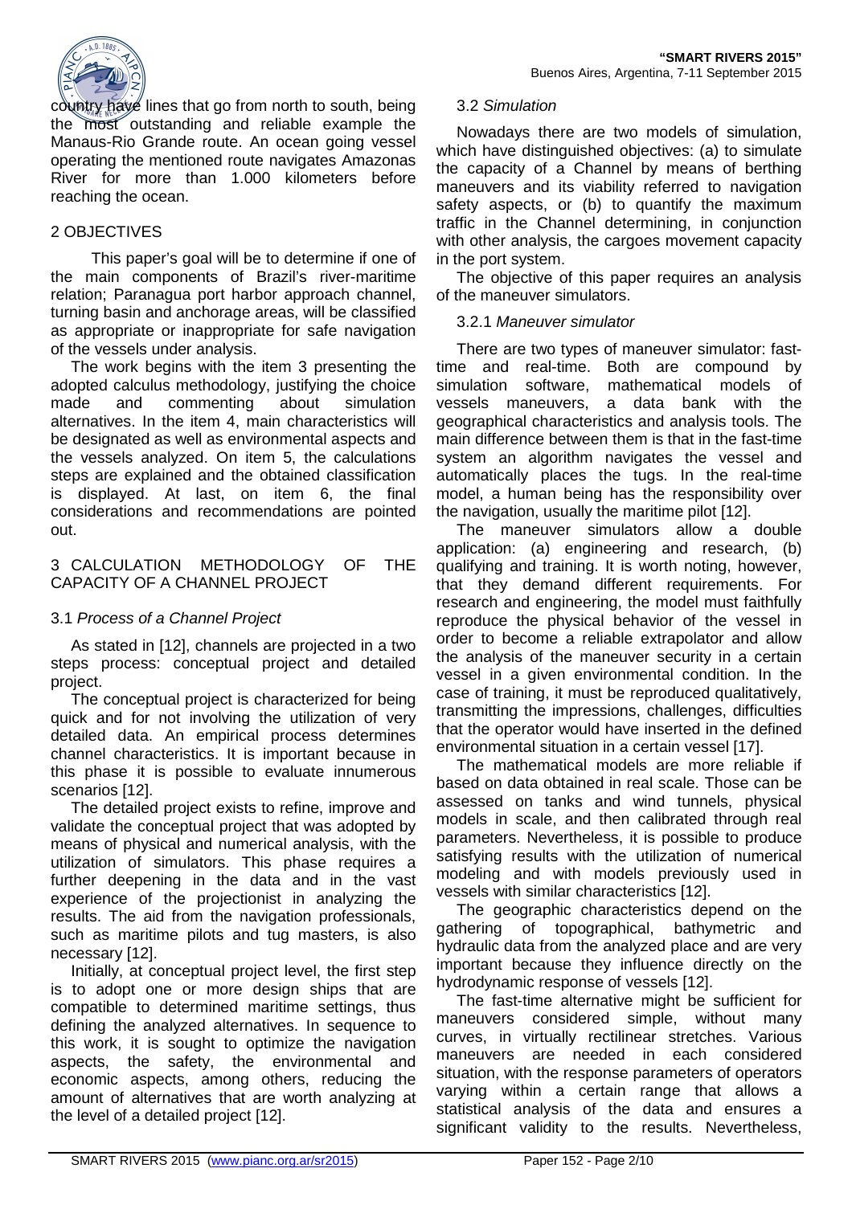country have lines that go from north to south, being the most outstanding and reliable example the Manaus-Rio Grande route. An ocean going vessel operating the mentioned route navigates Amazonas River for more than 1.000 kilometers before reaching the ocean.

## 2 OBJECTIVES

This paper's goal will be to determine if one of the main components of Brazil's river-maritime relation; Paranagua port harbor approach channel, turning basin and anchorage areas, will be classified as appropriate or inappropriate for safe navigation of the vessels under analysis.

The work begins with the item 3 presenting the adopted calculus methodology, justifying the choice made and commenting about simulation alternatives. In the item 4, main characteristics will be designated as well as environmental aspects and the vessels analyzed. On item 5, the calculations steps are explained and the obtained classification is displayed. At last, on item 6, the final considerations and recommendations are pointed out.

## 3 CALCULATION METHODOLOGY OF THE CAPACITY OF A CHANNEL PROJECT

### 3.1 *Process of a Channel Project*

As stated in [12], channels are projected in a two steps process: conceptual project and detailed project.

The conceptual project is characterized for being quick and for not involving the utilization of very detailed data. An empirical process determines channel characteristics. It is important because in this phase it is possible to evaluate innumerous scenarios [12].

The detailed project exists to refine, improve and validate the conceptual project that was adopted by means of physical and numerical analysis, with the utilization of simulators. This phase requires a further deepening in the data and in the vast experience of the projectionist in analyzing the results. The aid from the navigation professionals, such as maritime pilots and tug masters, is also necessary [12].

Initially, at conceptual project level, the first step is to adopt one or more design ships that are compatible to determined maritime settings, thus defining the analyzed alternatives. In sequence to this work, it is sought to optimize the navigation aspects, the safety, the environmental and economic aspects, among others, reducing the amount of alternatives that are worth analyzing at the level of a detailed project [12].

### 3.2 *Simulation*

Nowadays there are two models of simulation, which have distinguished objectives: (a) to simulate the capacity of a Channel by means of berthing maneuvers and its viability referred to navigation safety aspects, or (b) to quantify the maximum traffic in the Channel determining, in conjunction with other analysis, the cargoes movement capacity in the port system.

The objective of this paper requires an analysis of the maneuver simulators.

#### 3.2.1 *Maneuver simulator*

There are two types of maneuver simulator: fast-time and real-time. Both are compound by simulation software, mathematical models of vessels maneuvers, a data bank with the geographical characteristics and analysis tools. The main difference between them is that in the fast-time system an algorithm navigates the vessel and automatically places the tugs. In the real-time model, a human being has the responsibility over the navigation, usually the maritime pilot [12].

The maneuver simulators allow a double application: (a) engineering and research, (b) qualifying and training. It is worth noting, however, that they demand different requirements. For research and engineering, the model must faithfully reproduce the physical behavior of the vessel in order to become a reliable extrapolator and allow the analysis of the maneuver security in a certain vessel in a given environmental condition. In the case of training, it must be reproduced qualitatively, transmitting the impressions, challenges, difficulties that the operator would have inserted in the defined environmental situation in a certain vessel [17].

The mathematical models are more reliable if based on data obtained in real scale. Those can be assessed on tanks and wind tunnels, physical models in scale, and then calibrated through real parameters. Nevertheless, it is possible to produce satisfying results with the utilization of numerical modeling and with models previously used in vessels with similar characteristics [12].

The geographic characteristics depend on the gathering of topographical, bathymetric and hydraulic data from the analyzed place and are very important because they influence directly on the hydrodynamic response of vessels [12].

The fast-time alternative might be sufficient for maneuvers considered simple, without many curves, in virtually rectilinear stretches. Various maneuvers are needed in each considered situation, with the response parameters of operators varying within a certain range that allows a statistical analysis of the data and ensures a significant validity to the results. Nevertheless,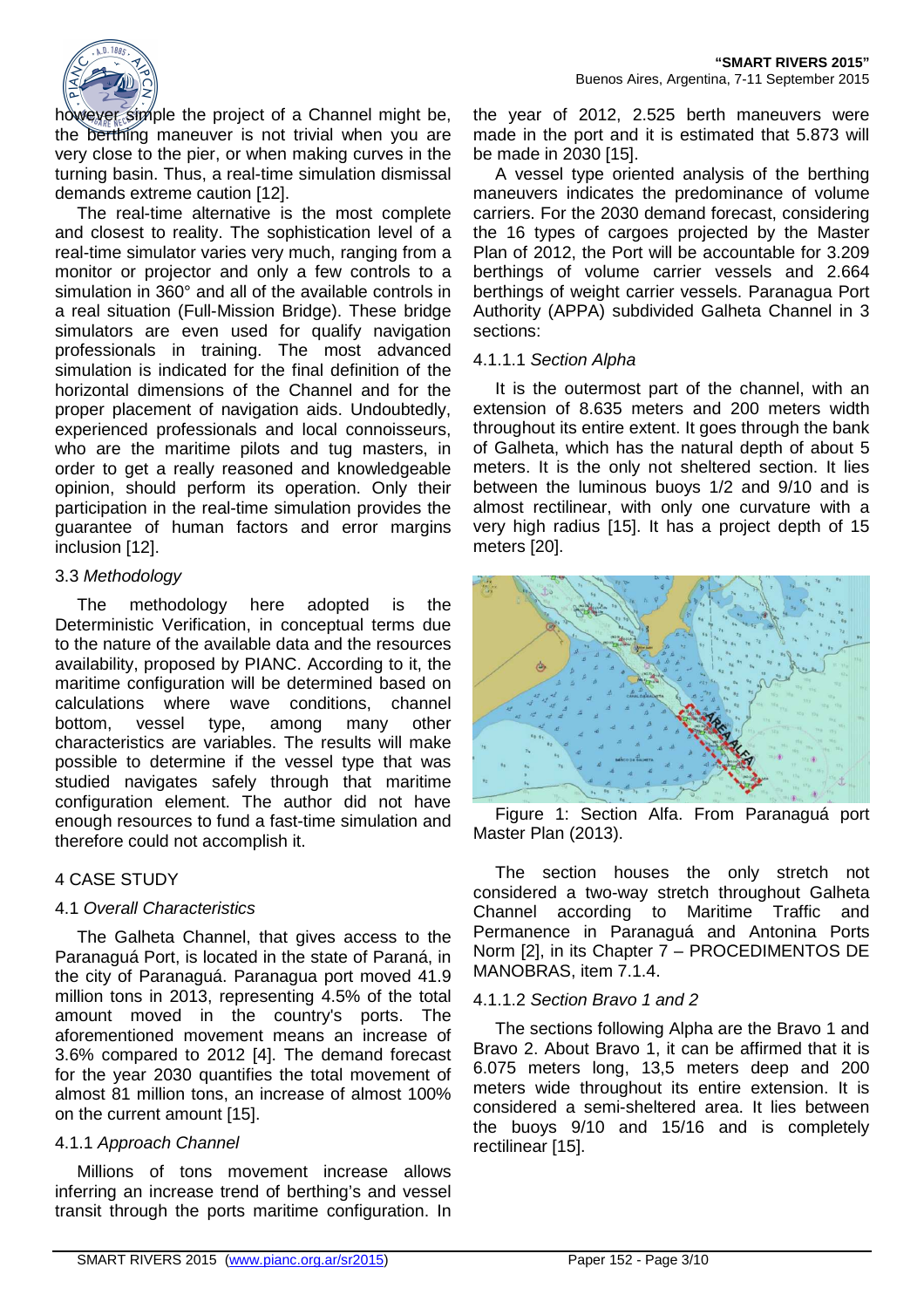however simple the project of a Channel might be, the berthing maneuver is not trivial when you are very close to the pier, or when making curves in the turning basin. Thus, a real-time simulation dismissal demands extreme caution [12].

The real-time alternative is the most complete and closest to reality. The sophistication level of a real-time simulator varies very much, ranging from a monitor or projector and only a few controls to a simulation in 360° and all of the available controls in a real situation (Full-Mission Bridge). These bridge simulators are even used for qualify navigation professionals in training. The most advanced simulation is indicated for the final definition of the horizontal dimensions of the Channel and for the proper placement of navigation aids. Undoubtedly, experienced professionals and local connoisseurs, who are the maritime pilots and tug masters, in order to get a really reasoned and knowledgeable opinion, should perform its operation. Only their participation in the real-time simulation provides the guarantee of human factors and error margins inclusion [12].

### 3.3 *Methodology*

The methodology here adopted is the Deterministic Verification, in conceptual terms due to the nature of the available data and the resources availability, proposed by PIANC. According to it, the maritime configuration will be determined based on calculations where wave conditions, channel bottom, vessel type, among many other characteristics are variables. The results will make possible to determine if the vessel type that was studied navigates safely through that maritime configuration element. The author did not have enough resources to fund a fast-time simulation and therefore could not accomplish it.

## 4 CASE STUDY

### 4.1 *Overall Characteristics*

The Galheta Channel, that gives access to the Paranaguá Port, is located in the state of Paraná, in the city of Paranaguá. Paranagua port moved 41.9 million tons in 2013, representing 4.5% of the total amount moved in the country's ports. The aforementioned movement means an increase of 3.6% compared to 2012 [4]. The demand forecast for the year 2030 quantifies the total movement of almost 81 million tons, an increase of almost 100% on the current amount [15].

### 4.1.1 *Approach Channel*

Millions of tons movement increase allows inferring an increase trend of berthing's and vessel transit through the ports maritime configuration. In the year of 2012, 2.525 berth maneuvers were made in the port and it is estimated that 5.873 will be made in 2030 [15].

A vessel type oriented analysis of the berthing maneuvers indicates the predominance of volume carriers. For the 2030 demand forecast, considering the 16 types of cargoes projected by the Master Plan of 2012, the Port will be accountable for 3.209 berthings of volume carrier vessels and 2.664 berthings of weight carrier vessels. Paranagua Port Authority (APPA) subdivided Galheta Channel in 3 sections:

#### 4.1.1.1 *Section Alpha*

It is the outermost part of the channel, with an extension of 8.635 meters and 200 meters width throughout its entire extent. It goes through the bank of Galheta, which has the natural depth of about 5 meters. It is the only not sheltered section. It lies between the luminous buoys 1/2 and 9/10 and is almost rectilinear, with only one curvature with a very high radius [15]. It has a project depth of 15 meters [20].

Figure 1: Section Alfa. From Paranaguá port Master Plan (2013).

The section houses the only stretch not considered a two-way stretch throughout Galheta Channel according to Maritime Traffic and Permanence in Paranaguá and Antonina Ports Norm [2], in its Chapter 7 – PROCEDIMENTOS DE MANOBRAS, item 7.1.4.

#### 4.1.1.2 *Section Bravo 1 and 2*

The sections following Alpha are the Bravo 1 and Bravo 2. About Bravo 1, it can be affirmed that it is 6.075 meters long, 13,5 meters deep and 200 meters wide throughout its entire extension. It is considered a semi-sheltered area. It lies between the buoys 9/10 and 15/16 and is completely rectilinear [15].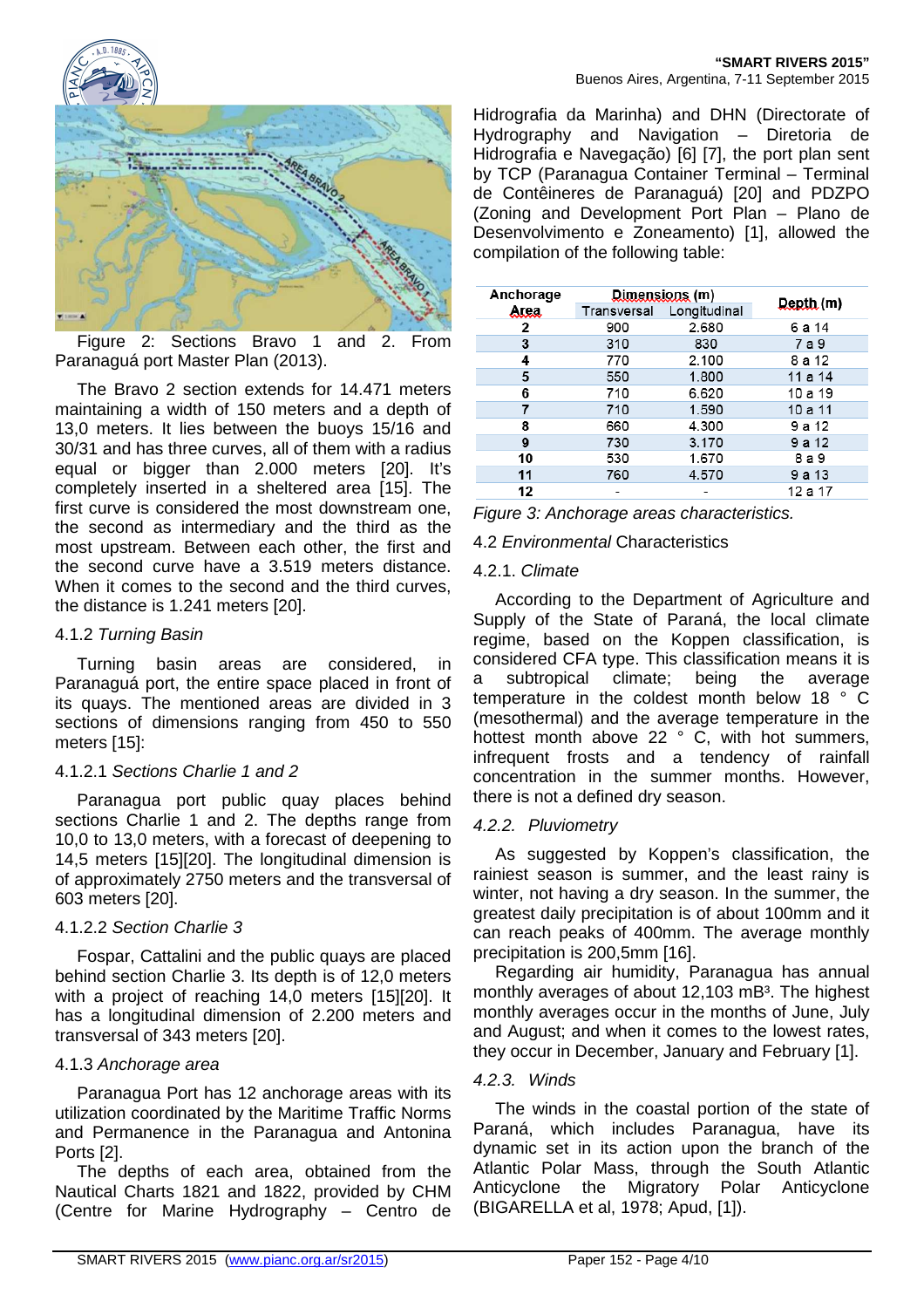Figure 2: Sections Bravo 1 and 2. From Paranaguá port Master Plan (2013).

The Bravo 2 section extends for 14.471 meters maintaining a width of 150 meters and a depth of 13,0 meters. It lies between the buoys 15/16 and 30/31 and has three curves, all of them with a radius equal or bigger than 2.000 meters [20]. It's completely inserted in a sheltered area [15]. The first curve is considered the most downstream one, the second as intermediary and the third as the most upstream. Between each other, the first and the second curve have a 3.519 meters distance. When it comes to the second and the third curves, the distance is 1.241 meters [20].

#### 4.1.2 *Turning Basin*

Turning basin areas are considered, in Paranaguá port, the entire space placed in front of its quays. The mentioned areas are divided in 3 sections of dimensions ranging from 450 to 550 meters [15]:

##### 4.1.2.1 *Sections Charlie 1 and 2*

Paranagua port public quay places behind sections Charlie 1 and 2. The depths range from 10,0 to 13,0 meters, with a forecast of deepening to 14,5 meters [15][20]. The longitudinal dimension is of approximately 2750 meters and the transversal of 603 meters [20].

##### 4.1.2.2 *Section Charlie 3*

Fospar, Cattalini and the public quays are placed behind section Charlie 3. Its depth is of 12,0 meters with a project of reaching 14,0 meters [15][20]. It has a longitudinal dimension of 2.200 meters and transversal of 343 meters [20].

#### 4.1.3 *Anchorage area*

Paranagua Port has 12 anchorage areas with its utilization coordinated by the Maritime Traffic Norms and Permanence in the Paranagua and Antonina Ports [2].

The depths of each area, obtained from the Nautical Charts 1821 and 1822, provided by CHM (Centre for Marine Hydrography – Centro de Hidrografia da Marinha) and DHN (Directorate of Hydrography and Navigation – Diretoria de Hidrografia e Navegação) [6] [7], the port plan sent by TCP (Paranagua Container Terminal – Terminal de Contêineres de Paranaguá) [20] and PDZPO (Zoning and Development Port Plan – Plano de Desenvolvimento e Zoneamento) [1], allowed the compilation of the following table:

| Anchorage Area | Dimensions (m) | | Depth (m) |
|---|---|---|---|
| | Transversal | Longitudinal | |
| **2** | 900 | 2.680 | 6 a 14 |
| **3** | 310 | 830 | 7 a 9 |
| **4** | 770 | 2.100 | 8 a 12 |
| **5** | 550 | 1.800 | 11 a 14 |
| **6** | 710 | 6.620 | 10 a 19 |
| **7** | 710 | 1.590 | 10 a 11 |
| **8** | 660 | 4.300 | 9 a 12 |
| **9** | 730 | 3.170 | 9 a 12 |
| **10** | 530 | 1.670 | 8 a 9 |
| **11** | 760 | 4.570 | 9 a 13 |
| **12** | - | - | 12 a 17 |

*Figure 3: Anchorage areas characteristics.*

### 4.2 *Environmental* Characteristics

#### 4.2.1. *Climate*

According to the Department of Agriculture and Supply of the State of Paraná, the local climate regime, based on the Koppen classification, is considered CFA type. This classification means it is a subtropical climate; being the average temperature in the coldest month below 18 ° C (mesothermal) and the average temperature in the hottest month above 22 ° C, with hot summers, infrequent frosts and a tendency of rainfall concentration in the summer months. However, there is not a defined dry season.

#### *4.2.2. Pluviometry*

As suggested by Koppen's classification, the rainiest season is summer, and the least rainy is winter, not having a dry season. In the summer, the greatest daily precipitation is of about 100mm and it can reach peaks of 400mm. The average monthly precipitation is 200,5mm [16].

Regarding air humidity, Paranagua has annual monthly averages of about 12,103 mB$^3$. The highest monthly averages occur in the months of June, July and August; and when it comes to the lowest rates, they occur in December, January and February [1].

#### *4.2.3. Winds*

The winds in the coastal portion of the state of Paraná, which includes Paranagua, have its dynamic set in its action upon the branch of the Atlantic Polar Mass, through the South Atlantic Anticyclone the Migratory Polar Anticyclone (BIGARELLA et al, 1978; Apud, [1]).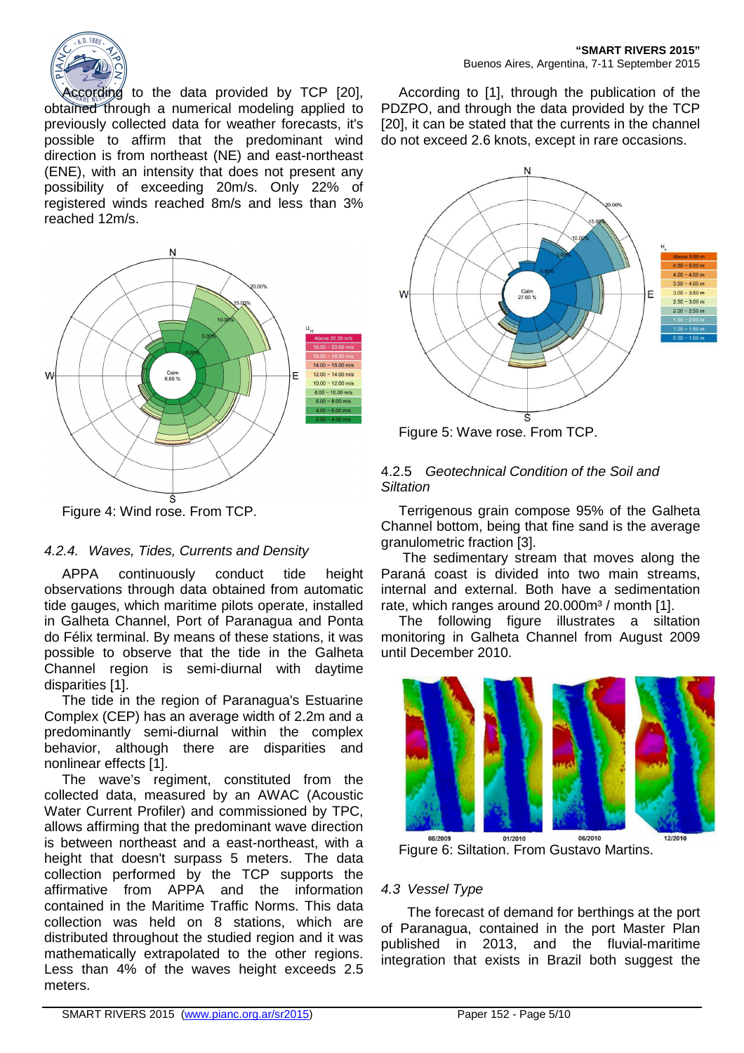According to the data provided by TCP [20], obtained through a numerical modeling applied to previously collected data for weather forecasts, it's possible to affirm that the predominant wind direction is from northeast (NE) and east-northeast (ENE), with an intensity that does not present any possibility of exceeding 20m/s. Only 22% of registered winds reached 8m/s and less than 3% reached 12m/s.

Figure 4: Wind rose. From TCP.

### *4.2.4. Waves, Tides, Currents and Density*

APPA continuously conduct tide height observations through data obtained from automatic tide gauges, which maritime pilots operate, installed in Galheta Channel, Port of Paranagua and Ponta do Félix terminal. By means of these stations, it was possible to observe that the tide in the Galheta Channel region is semi-diurnal with daytime disparities [1].

The tide in the region of Paranagua's Estuarine Complex (CEP) has an average width of 2.2m and a predominantly semi-diurnal within the complex behavior, although there are disparities and nonlinear effects [1].

The wave's regiment, constituted from the collected data, measured by an AWAC (Acoustic Water Current Profiler) and commissioned by TPC, allows affirming that the predominant wave direction is between northeast and a east-northeast, with a height that doesn't surpass 5 meters. The data collection performed by the TCP supports the affirmative from APPA and the information contained in the Maritime Traffic Norms. This data collection was held on 8 stations, which are distributed throughout the studied region and it was mathematically extrapolated to the other regions. Less than 4% of the waves height exceeds 2.5 meters.

According to [1], through the publication of the PDZPO, and through the data provided by the TCP [20], it can be stated that the currents in the channel do not exceed 2.6 knots, except in rare occasions.

Figure 5: Wave rose. From TCP.

### 4.2.5 *Geotechnical Condition of the Soil and Siltation*

Terrigenous grain compose 95% of the Galheta Channel bottom, being that fine sand is the average granulometric fraction [3].

The sedimentary stream that moves along the Paraná coast is divided into two main streams, internal and external. Both have a sedimentation rate, which ranges around 20.000m³ / month [1].

The following figure illustrates a siltation monitoring in Galheta Channel from August 2009 until December 2010.

Figure 6: Siltation. From Gustavo Martins.

### *4.3 Vessel Type*

The forecast of demand for berthings at the port of Paranagua, contained in the port Master Plan published in 2013, and the fluvial-maritime integration that exists in Brazil both suggest the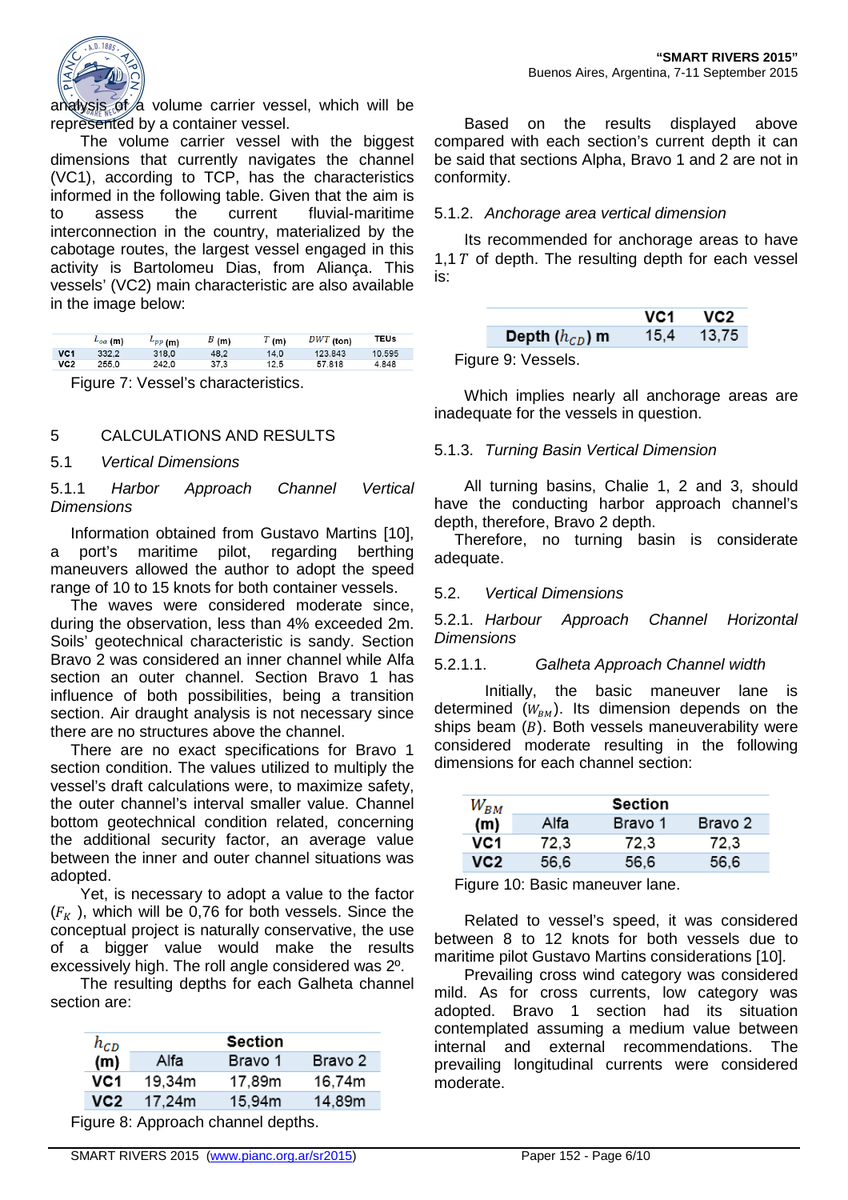analysis of a volume carrier vessel, which will be represented by a container vessel.

The volume carrier vessel with the biggest dimensions that currently navigates the channel (VC1), according to TCP, has the characteristics informed in the following table. Given that the aim is to assess the current fluvial-maritime interconnection in the country, materialized by the cabotage routes, the largest vessel engaged in this activity is Bartolomeu Dias, from Aliança. This vessels' (VC2) main characteristic are also available in the image below:

| | $L_{oa}$ (m) | $L_{PP}$ (m) | $B$ (m) | $T$ (m) | $DWT$ (ton) | TEUs |
|---|---|---|---|---|---|---|
| VC1 | 332,2 | 318,0 | 48,2 | 14,0 | 123.843 | 10.595 |
| VC2 | 255,0 | 242,0 | 37,3 | 12,5 | 57.818 | 4.848 |

Figure 7: Vessel's characteristics.

# 5 CALCULATIONS AND RESULTS

## 5.1 *Vertical Dimensions*

### 5.1.1 *Harbor Approach Channel Vertical Dimensions*

Information obtained from Gustavo Martins [10], a port's maritime pilot, regarding berthing maneuvers allowed the author to adopt the speed range of 10 to 15 knots for both container vessels.

The waves were considered moderate since, during the observation, less than 4% exceeded 2m. Soils' geotechnical characteristic is sandy. Section Bravo 2 was considered an inner channel while Alfa section an outer channel. Section Bravo 1 has influence of both possibilities, being a transition section. Air draught analysis is not necessary since there are no structures above the channel.

There are no exact specifications for Bravo 1 section condition. The values utilized to multiply the vessel's draft calculations were, to maximize safety, the outer channel's interval smaller value. Channel bottom geotechnical condition related, concerning the additional security factor, an average value between the inner and outer channel situations was adopted.

Yet, is necessary to adopt a value to the factor ($F_K$ ), which will be 0,76 for both vessels. Since the conceptual project is naturally conservative, the use of a bigger value would make the results excessively high. The roll angle considered was 2º.

The resulting depths for each Galheta channel section are:

| $h_{CD}$ (m) | Section | | |
|---|---|---|---|
| | Alfa | Bravo 1 | Bravo 2 |
| VC1 | 19,34m | 17,89m | 16,74m |
| VC2 | 17,24m | 15,94m | 14,89m |

Figure 8: Approach channel depths.

Based on the results displayed above compared with each section's current depth it can be said that sections Alpha, Bravo 1 and 2 are not in conformity.

### 5.1.2. *Anchorage area vertical dimension*

Its recommended for anchorage areas to have 1,1 $T$ of depth. The resulting depth for each vessel is:

| | VC1 | VC2 |
|---|---|---|
| Depth ($h_{CD}$) m | 15,4 | 13,75 |

Figure 9: Vessels.

Which implies nearly all anchorage areas are inadequate for the vessels in question.

### 5.1.3. *Turning Basin Vertical Dimension*

All turning basins, Chalie 1, 2 and 3, should have the conducting harbor approach channel's depth, therefore, Bravo 2 depth.

Therefore, no turning basin is considerate adequate.

## 5.2. *Vertical Dimensions*

### 5.2.1. *Harbour Approach Channel Horizontal Dimensions*

#### 5.2.1.1. *Galheta Approach Channel width*

Initially, the basic maneuver lane is determined ($W_{BM}$). Its dimension depends on the ships beam ($B$). Both vessels maneuverability were considered moderate resulting in the following dimensions for each channel section:

| $W_{BM}$ (m) | Section | | |
|---|---|---|---|
| | Alfa | Bravo 1 | Bravo 2 |
| VC1 | 72,3 | 72,3 | 72,3 |
| VC2 | 56,6 | 56,6 | 56,6 |

Figure 10: Basic maneuver lane.

Related to vessel's speed, it was considered between 8 to 12 knots for both vessels due to maritime pilot Gustavo Martins considerations [10].

Prevailing cross wind category was considered mild. As for cross currents, low category was adopted. Bravo 1 section had its situation contemplated assuming a medium value between internal and external recommendations. The prevailing longitudinal currents were considered moderate.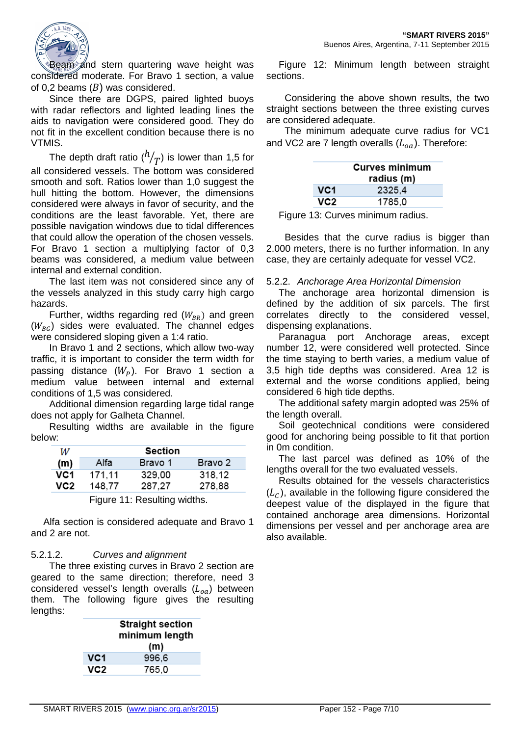Beam and stern quartering wave height was considered moderate. For Bravo 1 section, a value of 0,2 beams ($B$) was considered.

Since there are DGPS, paired lighted buoys with radar reflectors and lighted leading lines the aids to navigation were considered good. They do not fit in the excellent condition because there is no VTMIS.

The depth draft ratio ($h/_T$) is lower than 1,5 for all considered vessels. The bottom was considered smooth and soft. Ratios lower than 1,0 suggest the hull hitting the bottom. However, the dimensions considered were always in favor of security, and the conditions are the least favorable. Yet, there are possible navigation windows due to tidal differences that could allow the operation of the chosen vessels. For Bravo 1 section a multiplying factor of 0,3 beams was considered, a medium value between internal and external condition.

The last item was not considered since any of the vessels analyzed in this study carry high cargo hazards.

Further, widths regarding red ($W_{BR}$) and green ($W_{BG}$) sides were evaluated. The channel edges were considered sloping given a 1:4 ratio.

In Bravo 1 and 2 sections, which allow two-way traffic, it is important to consider the term width for passing distance ($W_P$). For Bravo 1 section a medium value between internal and external conditions of 1,5 was considered.

Additional dimension regarding large tidal range does not apply for Galheta Channel.

Resulting widths are available in the figure below:

| $W$ (m) | Section | | |
|---|---|---|---|
| | Alfa | Bravo 1 | Bravo 2 |
| VC1 | 171,11 | 329,00 | 318,12 |
| VC2 | 148,77 | 287,27 | 278,88 |

Figure 11: Resulting widths.

Alfa section is considered adequate and Bravo 1 and 2 are not.

5.2.1.2. *Curves and alignment*

The three existing curves in Bravo 2 section are geared to the same direction; therefore, need 3 considered vessel's length overalls ($L_{oa}$) between them. The following figure gives the resulting lengths:

| | Straight section minimum length (m) |
|---|---|
| VC1 | 996,6 |
| VC2 | 765,0 |

Figure 12: Minimum length between straight sections.

Considering the above shown results, the two straight sections between the three existing curves are considered adequate.

The minimum adequate curve radius for VC1 and VC2 are 7 length overalls ($L_{oa}$). Therefore:

| | Curves minimum radius (m) |
|---|---|
| VC1 | 2325,4 |
| VC2 | 1785,0 |

Figure 13: Curves minimum radius.

Besides that the curve radius is bigger than 2.000 meters, there is no further information. In any case, they are certainly adequate for vessel VC2.

5.2.2. *Anchorage Area Horizontal Dimension*

The anchorage area horizontal dimension is defined by the addition of six parcels. The first correlates directly to the considered vessel, dispensing explanations.

Paranagua port Anchorage areas, except number 12, were considered well protected. Since the time staying to berth varies, a medium value of 3,5 high tide depths was considered. Area 12 is external and the worse conditions applied, being considered 6 high tide depths.

The additional safety margin adopted was 25% of the length overall.

Soil geotechnical conditions were considered good for anchoring being possible to fit that portion in 0m condition.

The last parcel was defined as 10% of the lengths overall for the two evaluated vessels.

Results obtained for the vessels characteristics ($L_C$), available in the following figure considered the deepest value of the displayed in the figure that contained anchorage area dimensions. Horizontal dimensions per vessel and per anchorage area are also available.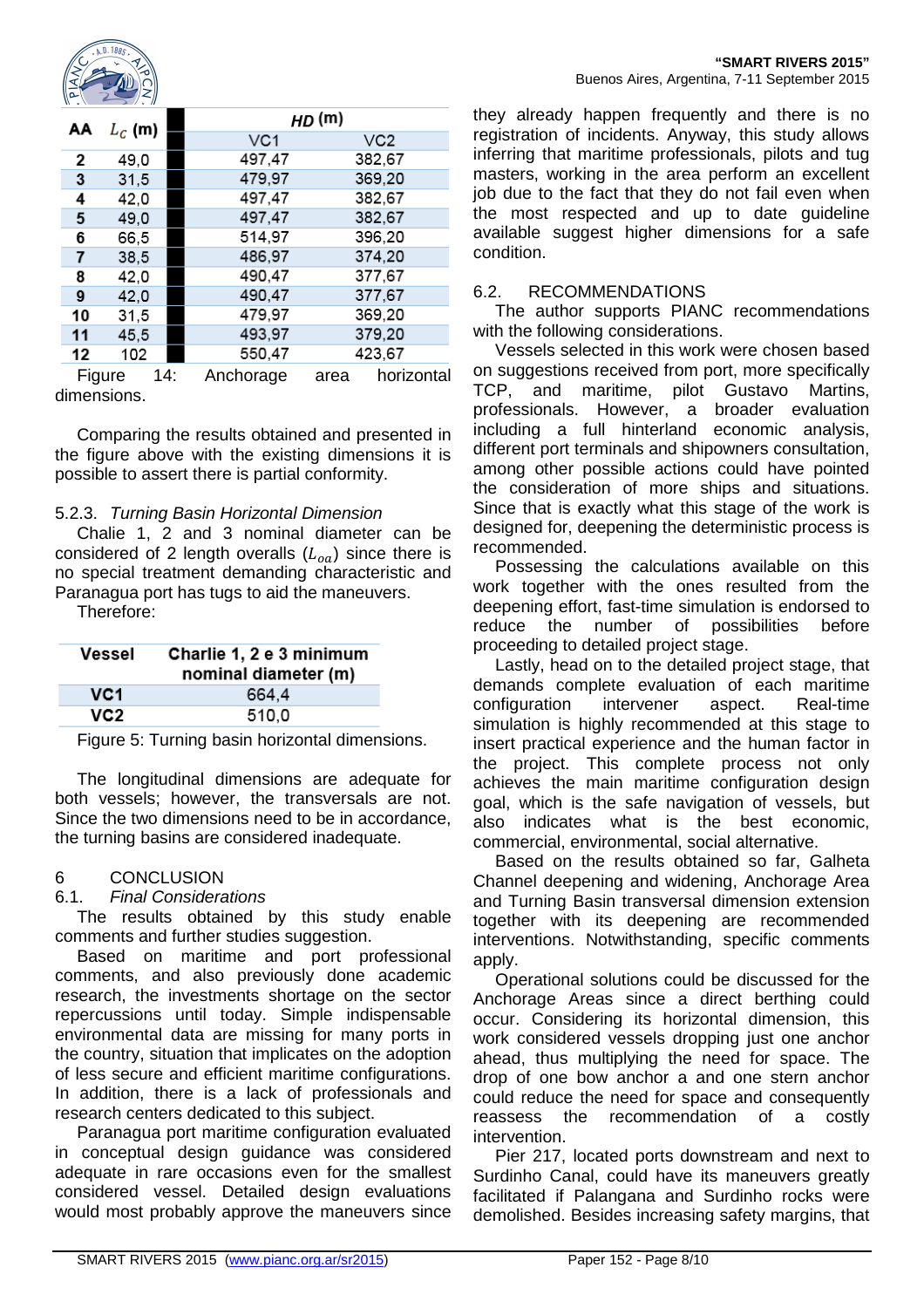| AA | $L_C$ (m) | | $HD$ (m) | |
|---|---|---|---|---|
| | | | VC1 | VC2 |
| 2 | 49,0 | | 497,47 | 382,67 |
| 3 | 31,5 | | 479,97 | 369,20 |
| 4 | 42,0 | | 497,47 | 382,67 |
| 5 | 49,0 | | 497,47 | 382,67 |
| 6 | 66,5 | | 514,97 | 396,20 |
| 7 | 38,5 | | 486,97 | 374,20 |
| 8 | 42,0 | | 490,47 | 377,67 |
| 9 | 42,0 | | 490,47 | 377,67 |
| 10 | 31,5 | | 479,97 | 369,20 |
| 11 | 45,5 | | 493,97 | 379,20 |
| 12 | 102 | | 550,47 | 423,67 |

Figure 14: Anchorage area horizontal dimensions.

Comparing the results obtained and presented in the figure above with the existing dimensions it is possible to assert there is partial conformity.

### 5.2.3. *Turning Basin Horizontal Dimension*

Chalie 1, 2 and 3 nominal diameter can be considered of 2 length overalls ($L_{oa}$) since there is no special treatment demanding characteristic and Paranagua port has tugs to aid the maneuvers.

Therefore:

| Vessel | Charlie 1, 2 e 3 minimum nominal diameter (m) |
|---|---|
| VC1 | 664,4 |
| VC2 | 510,0 |

Figure 5: Turning basin horizontal dimensions.

The longitudinal dimensions are adequate for both vessels; however, the transversals are not. Since the two dimensions need to be in accordance, the turning basins are considered inadequate.

## 6 CONCLUSION

### 6.1. *Final Considerations*

The results obtained by this study enable comments and further studies suggestion.

Based on maritime and port professional comments, and also previously done academic research, the investments shortage on the sector repercussions until today. Simple indispensable environmental data are missing for many ports in the country, situation that implicates on the adoption of less secure and efficient maritime configurations. In addition, there is a lack of professionals and research centers dedicated to this subject.

Paranagua port maritime configuration evaluated in conceptual design guidance was considered adequate in rare occasions even for the smallest considered vessel. Detailed design evaluations would most probably approve the maneuvers since they already happen frequently and there is no registration of incidents. Anyway, this study allows inferring that maritime professionals, pilots and tug masters, working in the area perform an excellent job due to the fact that they do not fail even when the most respected and up to date guideline available suggest higher dimensions for a safe condition.

### 6.2. RECOMMENDATIONS

The author supports PIANC recommendations with the following considerations.

Vessels selected in this work were chosen based on suggestions received from port, more specifically TCP, and maritime, pilot Gustavo Martins, professionals. However, a broader evaluation including a full hinterland economic analysis, different port terminals and shipowners consultation, among other possible actions could have pointed the consideration of more ships and situations. Since that is exactly what this stage of the work is designed for, deepening the deterministic process is recommended.

Possessing the calculations available on this work together with the ones resulted from the deepening effort, fast-time simulation is endorsed to reduce the number of possibilities before proceeding to detailed project stage.

Lastly, head on to the detailed project stage, that demands complete evaluation of each maritime configuration intervener aspect. Real-time simulation is highly recommended at this stage to insert practical experience and the human factor in the project. This complete process not only achieves the main maritime configuration design goal, which is the safe navigation of vessels, but also indicates what is the best economic, commercial, environmental, social alternative.

Based on the results obtained so far, Galheta Channel deepening and widening, Anchorage Area and Turning Basin transversal dimension extension together with its deepening are recommended interventions. Notwithstanding, specific comments apply.

Operational solutions could be discussed for the Anchorage Areas since a direct berthing could occur. Considering its horizontal dimension, this work considered vessels dropping just one anchor ahead, thus multiplying the need for space. The drop of one bow anchor a and one stern anchor could reduce the need for space and consequently reassess the recommendation of a costly intervention.

Pier 217, located ports downstream and next to Surdinho Canal, could have its maneuvers greatly facilitated if Palangana and Surdinho rocks were demolished. Besides increasing safety margins, that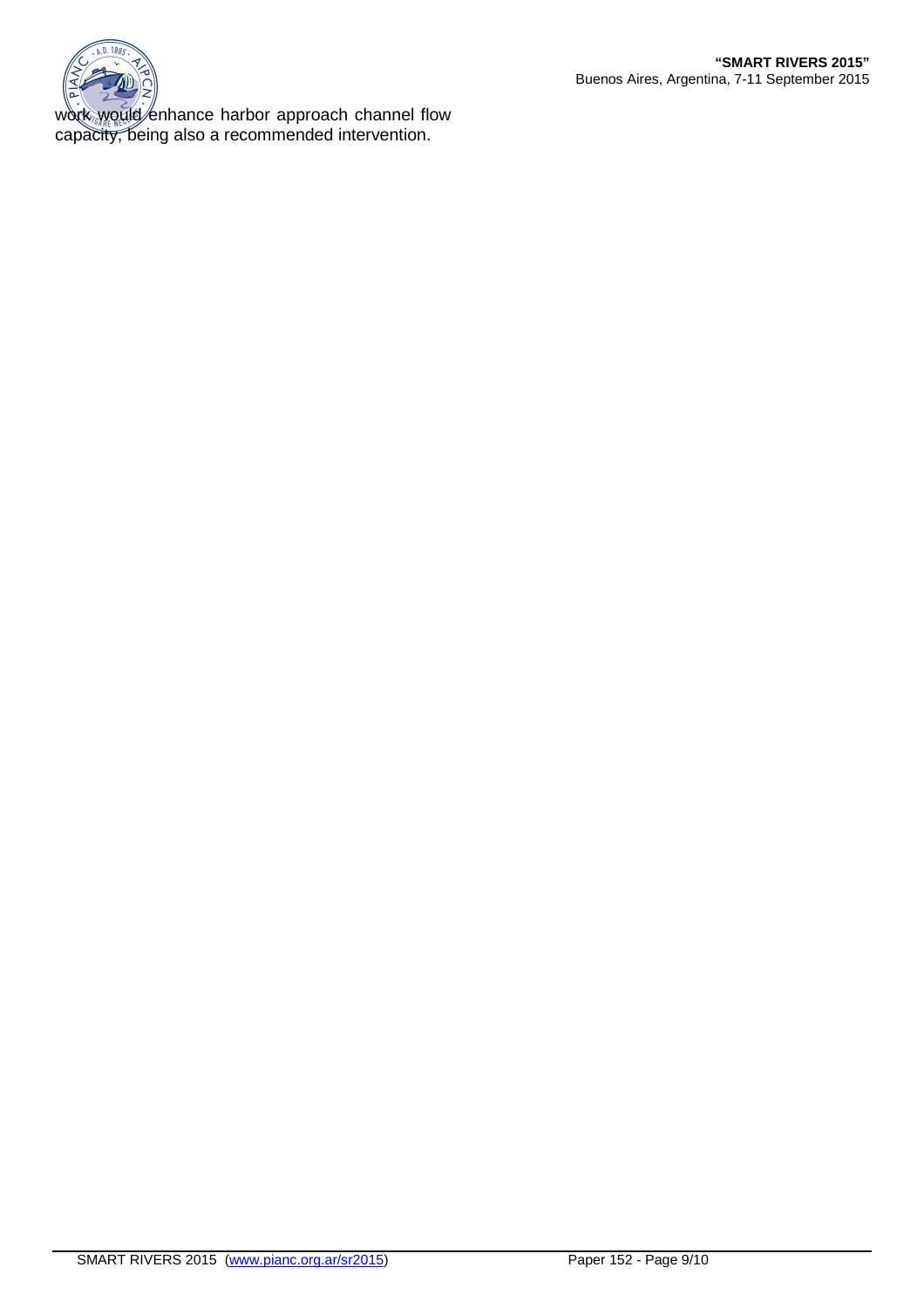work would enhance harbor approach channel flow capacity, being also a recommended intervention.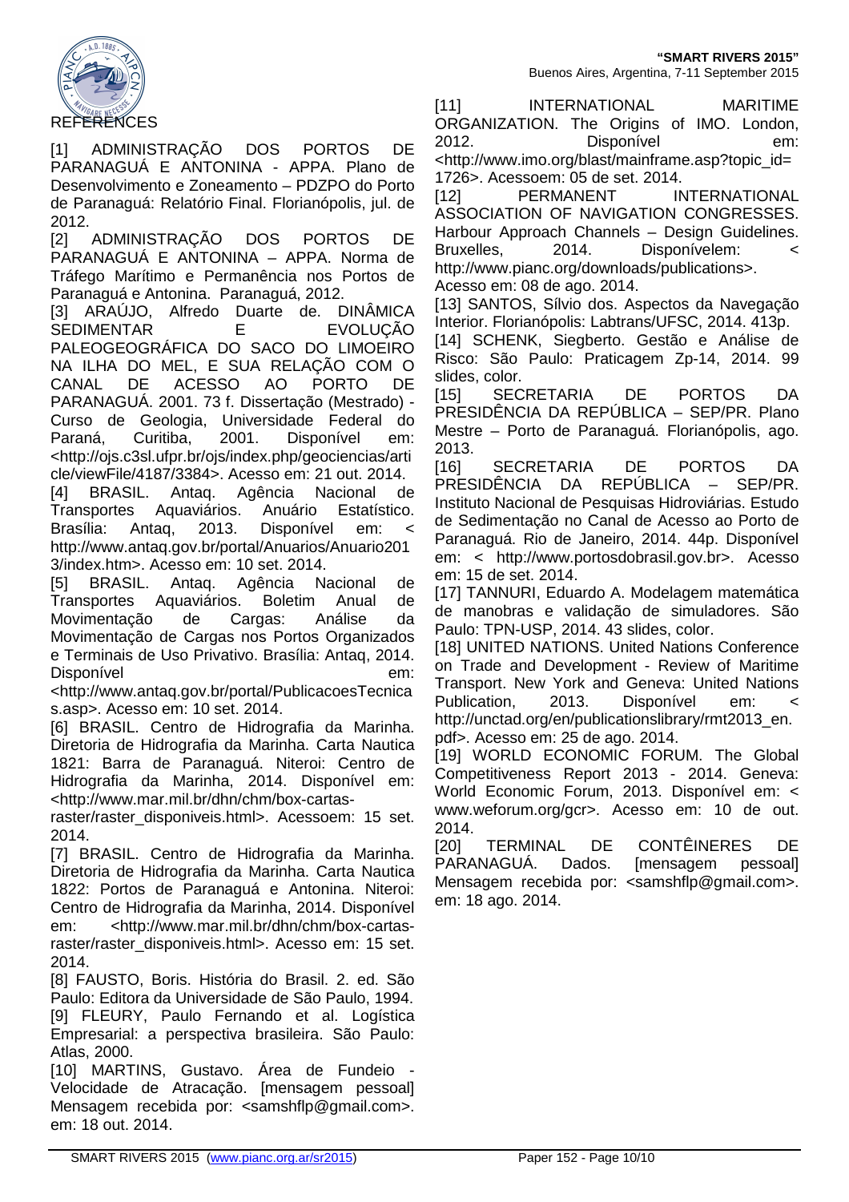## REFERENCES

[1] ADMINISTRAÇÃO DOS PORTOS DE PARANAGUÁ E ANTONINA - APPA. Plano de Desenvolvimento e Zoneamento – PDZPO do Porto de Paranaguá: Relatório Final. Florianópolis, jul. de 2012.

[2] ADMINISTRAÇÃO DOS PORTOS DE PARANAGUÁ E ANTONINA – APPA. Norma de Tráfego Marítimo e Permanência nos Portos de Paranaguá e Antonina. Paranaguá, 2012.

[3] ARAÚJO, Alfredo Duarte de. DINÂMICA SEDIMENTAR E EVOLUÇÃO PALEOGEOGRÁFICA DO SACO DO LIMOEIRO NA ILHA DO MEL, E SUA RELAÇÃO COM O CANAL DE ACESSO AO PORTO DE PARANAGUÁ. 2001. 73 f. Dissertação (Mestrado) - Curso de Geologia, Universidade Federal do Paraná, Curitiba, 2001. Disponível em: <http://ojs.c3sl.ufpr.br/ojs/index.php/geociencias/article/viewFile/4187/3384>. Acesso em: 21 out. 2014.

[4] BRASIL. Antaq. Agência Nacional de Transportes Aquaviários. Anuário Estatístico. Brasília: Antaq, 2013. Disponível em: < http://www.antaq.gov.br/portal/Anuarios/Anuario2013/index.htm>. Acesso em: 10 set. 2014.

[5] BRASIL. Antaq. Agência Nacional de Transportes Aquaviários. Boletim Anual de Movimentação de Cargas: Análise da Movimentação de Cargas nos Portos Organizados e Terminais de Uso Privativo. Brasília: Antaq, 2014. Disponível em: <http://www.antaq.gov.br/portal/PublicacoesTecnicas.asp>. Acesso em: 10 set. 2014.

[6] BRASIL. Centro de Hidrografia da Marinha. Diretoria de Hidrografia da Marinha. Carta Nautica 1821: Barra de Paranaguá. Niteroi: Centro de Hidrografia da Marinha, 2014. Disponível em: <http://www.mar.mil.br/dhn/chm/box-cartas-raster/raster_disponiveis.html>. Acessoem: 15 set. 2014.

[7] BRASIL. Centro de Hidrografia da Marinha. Diretoria de Hidrografia da Marinha. Carta Nautica 1822: Portos de Paranaguá e Antonina. Niteroi: Centro de Hidrografia da Marinha, 2014. Disponível em: <http://www.mar.mil.br/dhn/chm/box-cartas-raster/raster_disponiveis.html>. Acesso em: 15 set. 2014.

[8] FAUSTO, Boris. História do Brasil. 2. ed. São Paulo: Editora da Universidade de São Paulo, 1994.

[9] FLEURY, Paulo Fernando et al. Logística Empresarial: a perspectiva brasileira. São Paulo: Atlas, 2000.

[10] MARTINS, Gustavo. Área de Fundeio - Velocidade de Atracação. [mensagem pessoal] Mensagem recebida por: <samshflp@gmail.com>. em: 18 out. 2014.

[11] INTERNATIONAL MARITIME ORGANIZATION. The Origins of IMO. London, 2012. Disponível em: <http://www.imo.org/blast/mainframe.asp?topic_id=1726>. Acessoem: 05 de set. 2014.

[12] PERMANENT INTERNATIONAL ASSOCIATION OF NAVIGATION CONGRESSES. Harbour Approach Channels – Design Guidelines. Bruxelles, 2014. Disponívelem: < http://www.pianc.org/downloads/publications>. Acesso em: 08 de ago. 2014.

[13] SANTOS, Sílvio dos. Aspectos da Navegação Interior. Florianópolis: Labtrans/UFSC, 2014. 413p.

[14] SCHENK, Siegberto. Gestão e Análise de Risco: São Paulo: Praticagem Zp-14, 2014. 99 slides, color.

[15] SECRETARIA DE PORTOS DA PRESIDÊNCIA DA REPÚBLICA – SEP/PR. Plano Mestre – Porto de Paranaguá. Florianópolis, ago. 2013.

[16] SECRETARIA DE PORTOS DA PRESIDÊNCIA DA REPÚBLICA – SEP/PR. Instituto Nacional de Pesquisas Hidroviárias. Estudo de Sedimentação no Canal de Acesso ao Porto de Paranaguá. Rio de Janeiro, 2014. 44p. Disponível em: < http://www.portosdobrasil.gov.br>. Acesso em: 15 de set. 2014.

[17] TANNURI, Eduardo A. Modelagem matemática de manobras e validação de simuladores. São Paulo: TPN-USP, 2014. 43 slides, color.

[18] UNITED NATIONS. United Nations Conference on Trade and Development - Review of Maritime Transport. New York and Geneva: United Nations Publication, 2013. Disponível em: < http://unctad.org/en/publicationslibrary/rmt2013_en.pdf>. Acesso em: 25 de ago. 2014.

[19] WORLD ECONOMIC FORUM. The Global Competitiveness Report 2013 - 2014. Geneva: World Economic Forum, 2013. Disponível em: < www.weforum.org/gcr>. Acesso em: 10 de out. 2014.

[20] TERMINAL DE CONTÊINERES DE PARANAGUÁ. Dados. [mensagem pessoal] Mensagem recebida por: <samshflp@gmail.com>. em: 18 ago. 2014.